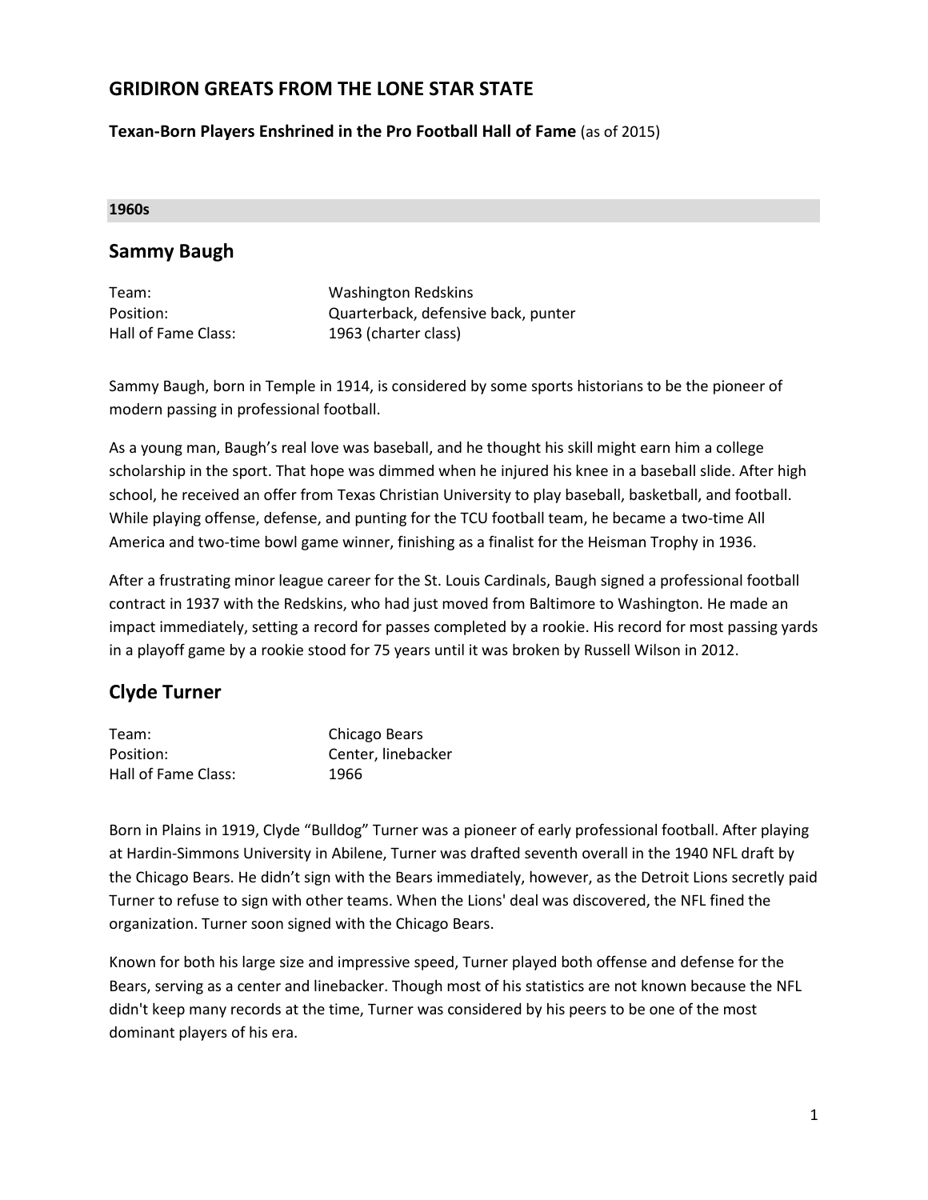# GRIDIRON GREATS FROM THE LONE STAR STATE

**Texan-Born Players Enshrined in the Pro Football Hall of Fame** (as of 2015)

**1960s**

## Sammy Baugh

| | |
|---|---|
| Team: | Washington Redskins |
| Position: | Quarterback, defensive back, punter |
| Hall of Fame Class: | 1963 (charter class) |

Sammy Baugh, born in Temple in 1914, is considered by some sports historians to be the pioneer of modern passing in professional football.

As a young man, Baugh's real love was baseball, and he thought his skill might earn him a college scholarship in the sport. That hope was dimmed when he injured his knee in a baseball slide. After high school, he received an offer from Texas Christian University to play baseball, basketball, and football. While playing offense, defense, and punting for the TCU football team, he became a two-time All America and two-time bowl game winner, finishing as a finalist for the Heisman Trophy in 1936.

After a frustrating minor league career for the St. Louis Cardinals, Baugh signed a professional football contract in 1937 with the Redskins, who had just moved from Baltimore to Washington. He made an impact immediately, setting a record for passes completed by a rookie. His record for most passing yards in a playoff game by a rookie stood for 75 years until it was broken by Russell Wilson in 2012.

## Clyde Turner

| | |
|---|---|
| Team: | Chicago Bears |
| Position: | Center, linebacker |
| Hall of Fame Class: | 1966 |

Born in Plains in 1919, Clyde "Bulldog" Turner was a pioneer of early professional football. After playing at Hardin-Simmons University in Abilene, Turner was drafted seventh overall in the 1940 NFL draft by the Chicago Bears. He didn't sign with the Bears immediately, however, as the Detroit Lions secretly paid Turner to refuse to sign with other teams. When the Lions' deal was discovered, the NFL fined the organization. Turner soon signed with the Chicago Bears.

Known for both his large size and impressive speed, Turner played both offense and defense for the Bears, serving as a center and linebacker. Though most of his statistics are not known because the NFL didn't keep many records at the time, Turner was considered by his peers to be one of the most dominant players of his era.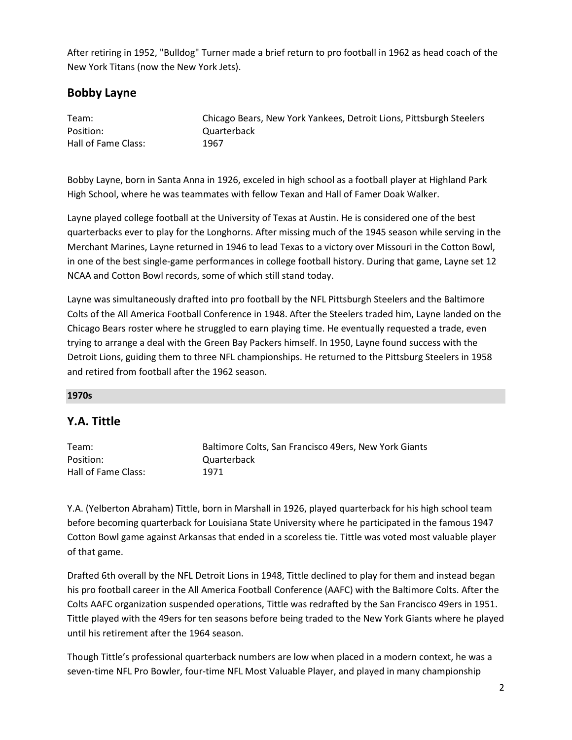After retiring in 1952, "Bulldog" Turner made a brief return to pro football in 1962 as head coach of the New York Titans (now the New York Jets).

## Bobby Layne

| | |
|---|---|
| Team: | Chicago Bears, New York Yankees, Detroit Lions, Pittsburgh Steelers |
| Position: | Quarterback |
| Hall of Fame Class: | 1967 |

Bobby Layne, born in Santa Anna in 1926, exceled in high school as a football player at Highland Park High School, where he was teammates with fellow Texan and Hall of Famer Doak Walker.

Layne played college football at the University of Texas at Austin. He is considered one of the best quarterbacks ever to play for the Longhorns. After missing much of the 1945 season while serving in the Merchant Marines, Layne returned in 1946 to lead Texas to a victory over Missouri in the Cotton Bowl, in one of the best single-game performances in college football history. During that game, Layne set 12 NCAA and Cotton Bowl records, some of which still stand today.

Layne was simultaneously drafted into pro football by the NFL Pittsburgh Steelers and the Baltimore Colts of the All America Football Conference in 1948. After the Steelers traded him, Layne landed on the Chicago Bears roster where he struggled to earn playing time. He eventually requested a trade, even trying to arrange a deal with the Green Bay Packers himself. In 1950, Layne found success with the Detroit Lions, guiding them to three NFL championships. He returned to the Pittsburg Steelers in 1958 and retired from football after the 1962 season.

**1970s**

## Y.A. Tittle

| | |
|---|---|
| Team: | Baltimore Colts, San Francisco 49ers, New York Giants |
| Position: | Quarterback |
| Hall of Fame Class: | 1971 |

Y.A. (Yelberton Abraham) Tittle, born in Marshall in 1926, played quarterback for his high school team before becoming quarterback for Louisiana State University where he participated in the famous 1947 Cotton Bowl game against Arkansas that ended in a scoreless tie. Tittle was voted most valuable player of that game.

Drafted 6th overall by the NFL Detroit Lions in 1948, Tittle declined to play for them and instead began his pro football career in the All America Football Conference (AAFC) with the Baltimore Colts. After the Colts AAFC organization suspended operations, Tittle was redrafted by the San Francisco 49ers in 1951. Tittle played with the 49ers for ten seasons before being traded to the New York Giants where he played until his retirement after the 1964 season.

Though Tittle's professional quarterback numbers are low when placed in a modern context, he was a seven-time NFL Pro Bowler, four-time NFL Most Valuable Player, and played in many championship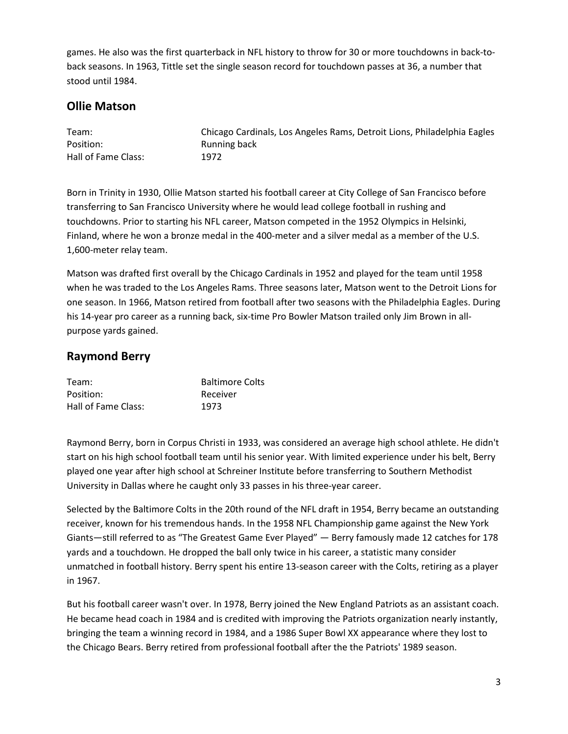games. He also was the first quarterback in NFL history to throw for 30 or more touchdowns in back-to-back seasons. In 1963, Tittle set the single season record for touchdown passes at 36, a number that stood until 1984.

## Ollie Matson

| | |
|---|---|
| Team: | Chicago Cardinals, Los Angeles Rams, Detroit Lions, Philadelphia Eagles |
| Position: | Running back |
| Hall of Fame Class: | 1972 |

Born in Trinity in 1930, Ollie Matson started his football career at City College of San Francisco before transferring to San Francisco University where he would lead college football in rushing and touchdowns. Prior to starting his NFL career, Matson competed in the 1952 Olympics in Helsinki, Finland, where he won a bronze medal in the 400-meter and a silver medal as a member of the U.S. 1,600-meter relay team.

Matson was drafted first overall by the Chicago Cardinals in 1952 and played for the team until 1958 when he was traded to the Los Angeles Rams. Three seasons later, Matson went to the Detroit Lions for one season. In 1966, Matson retired from football after two seasons with the Philadelphia Eagles. During his 14-year pro career as a running back, six-time Pro Bowler Matson trailed only Jim Brown in all-purpose yards gained.

## Raymond Berry

| | |
|---|---|
| Team: | Baltimore Colts |
| Position: | Receiver |
| Hall of Fame Class: | 1973 |

Raymond Berry, born in Corpus Christi in 1933, was considered an average high school athlete. He didn't start on his high school football team until his senior year. With limited experience under his belt, Berry played one year after high school at Schreiner Institute before transferring to Southern Methodist University in Dallas where he caught only 33 passes in his three-year career.

Selected by the Baltimore Colts in the 20th round of the NFL draft in 1954, Berry became an outstanding receiver, known for his tremendous hands. In the 1958 NFL Championship game against the New York Giants—still referred to as "The Greatest Game Ever Played" — Berry famously made 12 catches for 178 yards and a touchdown. He dropped the ball only twice in his career, a statistic many consider unmatched in football history. Berry spent his entire 13-season career with the Colts, retiring as a player in 1967.

But his football career wasn't over. In 1978, Berry joined the New England Patriots as an assistant coach. He became head coach in 1984 and is credited with improving the Patriots organization nearly instantly, bringing the team a winning record in 1984, and a 1986 Super Bowl XX appearance where they lost to the Chicago Bears. Berry retired from professional football after the the Patriots' 1989 season.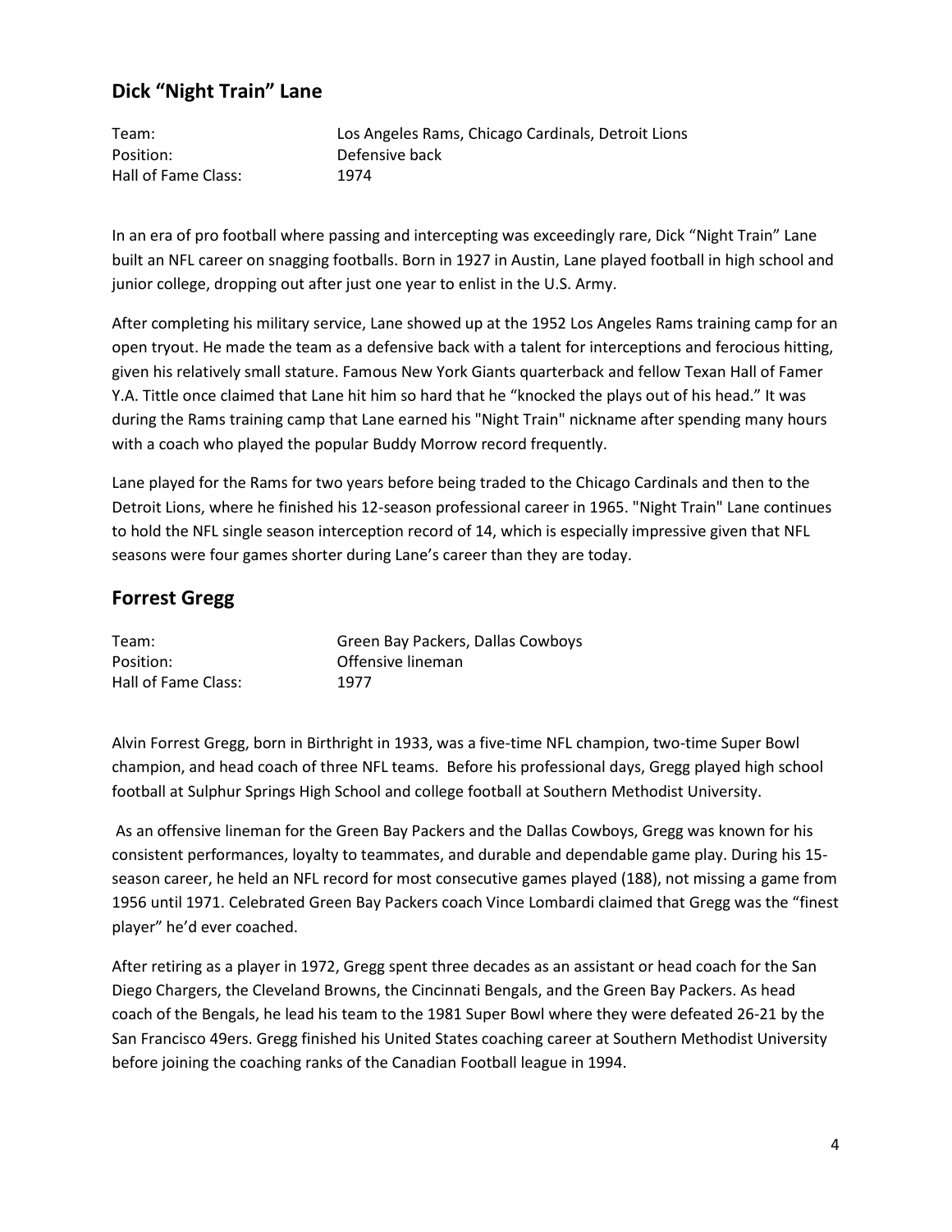## Dick "Night Train" Lane

| | |
|---|---|
| Team: | Los Angeles Rams, Chicago Cardinals, Detroit Lions |
| Position: | Defensive back |
| Hall of Fame Class: | 1974 |

In an era of pro football where passing and intercepting was exceedingly rare, Dick "Night Train" Lane built an NFL career on snagging footballs. Born in 1927 in Austin, Lane played football in high school and junior college, dropping out after just one year to enlist in the U.S. Army.

After completing his military service, Lane showed up at the 1952 Los Angeles Rams training camp for an open tryout. He made the team as a defensive back with a talent for interceptions and ferocious hitting, given his relatively small stature. Famous New York Giants quarterback and fellow Texan Hall of Famer Y.A. Tittle once claimed that Lane hit him so hard that he "knocked the plays out of his head." It was during the Rams training camp that Lane earned his "Night Train" nickname after spending many hours with a coach who played the popular Buddy Morrow record frequently.

Lane played for the Rams for two years before being traded to the Chicago Cardinals and then to the Detroit Lions, where he finished his 12-season professional career in 1965. "Night Train" Lane continues to hold the NFL single season interception record of 14, which is especially impressive given that NFL seasons were four games shorter during Lane's career than they are today.

## Forrest Gregg

| | |
|---|---|
| Team: | Green Bay Packers, Dallas Cowboys |
| Position: | Offensive lineman |
| Hall of Fame Class: | 1977 |

Alvin Forrest Gregg, born in Birthright in 1933, was a five-time NFL champion, two-time Super Bowl champion, and head coach of three NFL teams. Before his professional days, Gregg played high school football at Sulphur Springs High School and college football at Southern Methodist University.

As an offensive lineman for the Green Bay Packers and the Dallas Cowboys, Gregg was known for his consistent performances, loyalty to teammates, and durable and dependable game play. During his 15-season career, he held an NFL record for most consecutive games played (188), not missing a game from 1956 until 1971. Celebrated Green Bay Packers coach Vince Lombardi claimed that Gregg was the "finest player" he'd ever coached.

After retiring as a player in 1972, Gregg spent three decades as an assistant or head coach for the San Diego Chargers, the Cleveland Browns, the Cincinnati Bengals, and the Green Bay Packers. As head coach of the Bengals, he lead his team to the 1981 Super Bowl where they were defeated 26-21 by the San Francisco 49ers. Gregg finished his United States coaching career at Southern Methodist University before joining the coaching ranks of the Canadian Football league in 1994.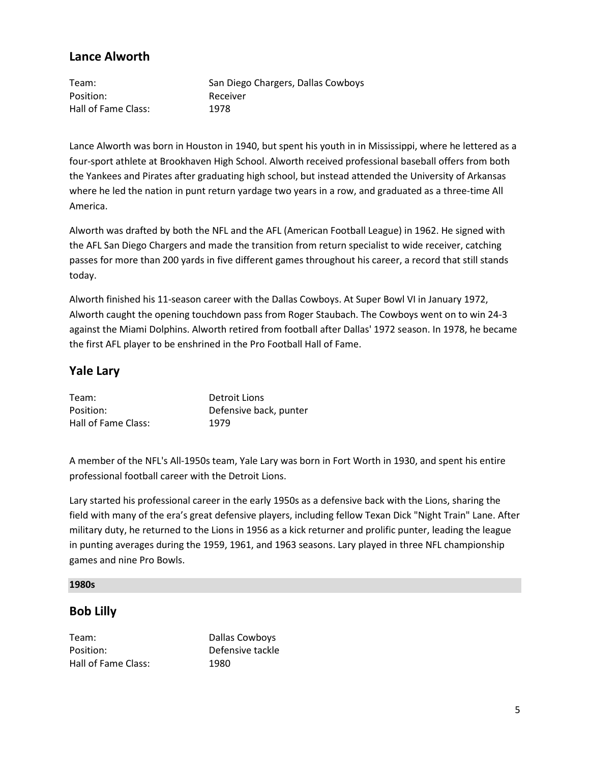## Lance Alworth

| | |
|---|---|
| Team: | San Diego Chargers, Dallas Cowboys |
| Position: | Receiver |
| Hall of Fame Class: | 1978 |

Lance Alworth was born in Houston in 1940, but spent his youth in in Mississippi, where he lettered as a four-sport athlete at Brookhaven High School. Alworth received professional baseball offers from both the Yankees and Pirates after graduating high school, but instead attended the University of Arkansas where he led the nation in punt return yardage two years in a row, and graduated as a three-time All America.

Alworth was drafted by both the NFL and the AFL (American Football League) in 1962. He signed with the AFL San Diego Chargers and made the transition from return specialist to wide receiver, catching passes for more than 200 yards in five different games throughout his career, a record that still stands today.

Alworth finished his 11-season career with the Dallas Cowboys. At Super Bowl VI in January 1972, Alworth caught the opening touchdown pass from Roger Staubach. The Cowboys went on to win 24-3 against the Miami Dolphins. Alworth retired from football after Dallas' 1972 season. In 1978, he became the first AFL player to be enshrined in the Pro Football Hall of Fame.

## Yale Lary

| | |
|---|---|
| Team: | Detroit Lions |
| Position: | Defensive back, punter |
| Hall of Fame Class: | 1979 |

A member of the NFL's All-1950s team, Yale Lary was born in Fort Worth in 1930, and spent his entire professional football career with the Detroit Lions.

Lary started his professional career in the early 1950s as a defensive back with the Lions, sharing the field with many of the era's great defensive players, including fellow Texan Dick "Night Train" Lane. After military duty, he returned to the Lions in 1956 as a kick returner and prolific punter, leading the league in punting averages during the 1959, 1961, and 1963 seasons. Lary played in three NFL championship games and nine Pro Bowls.

**1980s**

## Bob Lilly

| | |
|---|---|
| Team: | Dallas Cowboys |
| Position: | Defensive tackle |
| Hall of Fame Class: | 1980 |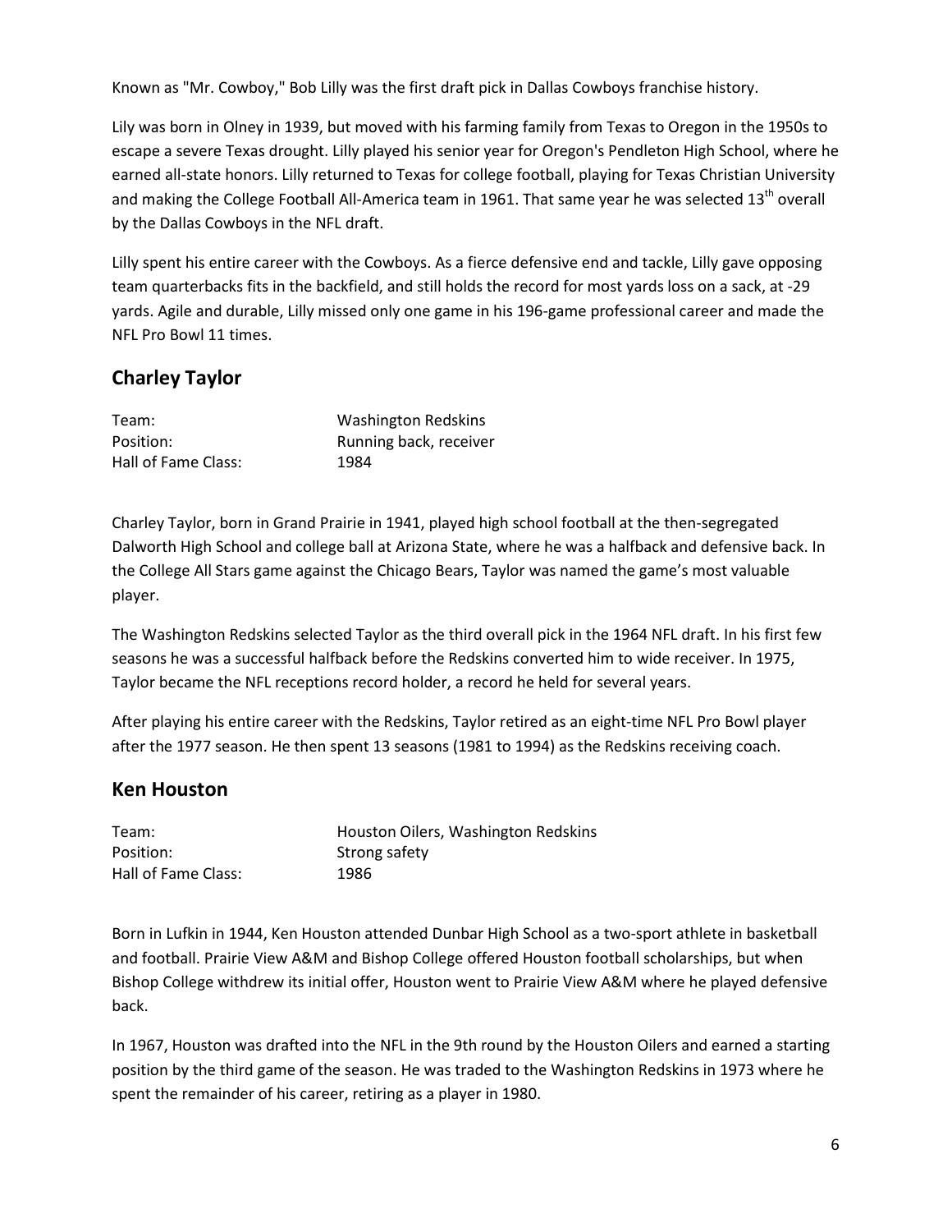Known as "Mr. Cowboy," Bob Lilly was the first draft pick in Dallas Cowboys franchise history.

Lily was born in Olney in 1939, but moved with his farming family from Texas to Oregon in the 1950s to escape a severe Texas drought. Lilly played his senior year for Oregon's Pendleton High School, where he earned all-state honors. Lilly returned to Texas for college football, playing for Texas Christian University and making the College Football All-America team in 1961. That same year he was selected 13th overall by the Dallas Cowboys in the NFL draft.

Lilly spent his entire career with the Cowboys. As a fierce defensive end and tackle, Lilly gave opposing team quarterbacks fits in the backfield, and still holds the record for most yards loss on a sack, at -29 yards. Agile and durable, Lilly missed only one game in his 196-game professional career and made the NFL Pro Bowl 11 times.

## Charley Taylor

| | |
|---|---|
| Team: | Washington Redskins |
| Position: | Running back, receiver |
| Hall of Fame Class: | 1984 |

Charley Taylor, born in Grand Prairie in 1941, played high school football at the then-segregated Dalworth High School and college ball at Arizona State, where he was a halfback and defensive back. In the College All Stars game against the Chicago Bears, Taylor was named the game's most valuable player.

The Washington Redskins selected Taylor as the third overall pick in the 1964 NFL draft. In his first few seasons he was a successful halfback before the Redskins converted him to wide receiver. In 1975, Taylor became the NFL receptions record holder, a record he held for several years.

After playing his entire career with the Redskins, Taylor retired as an eight-time NFL Pro Bowl player after the 1977 season. He then spent 13 seasons (1981 to 1994) as the Redskins receiving coach.

## Ken Houston

| | |
|---|---|
| Team: | Houston Oilers, Washington Redskins |
| Position: | Strong safety |
| Hall of Fame Class: | 1986 |

Born in Lufkin in 1944, Ken Houston attended Dunbar High School as a two-sport athlete in basketball and football. Prairie View A&M and Bishop College offered Houston football scholarships, but when Bishop College withdrew its initial offer, Houston went to Prairie View A&M where he played defensive back.

In 1967, Houston was drafted into the NFL in the 9th round by the Houston Oilers and earned a starting position by the third game of the season. He was traded to the Washington Redskins in 1973 where he spent the remainder of his career, retiring as a player in 1980.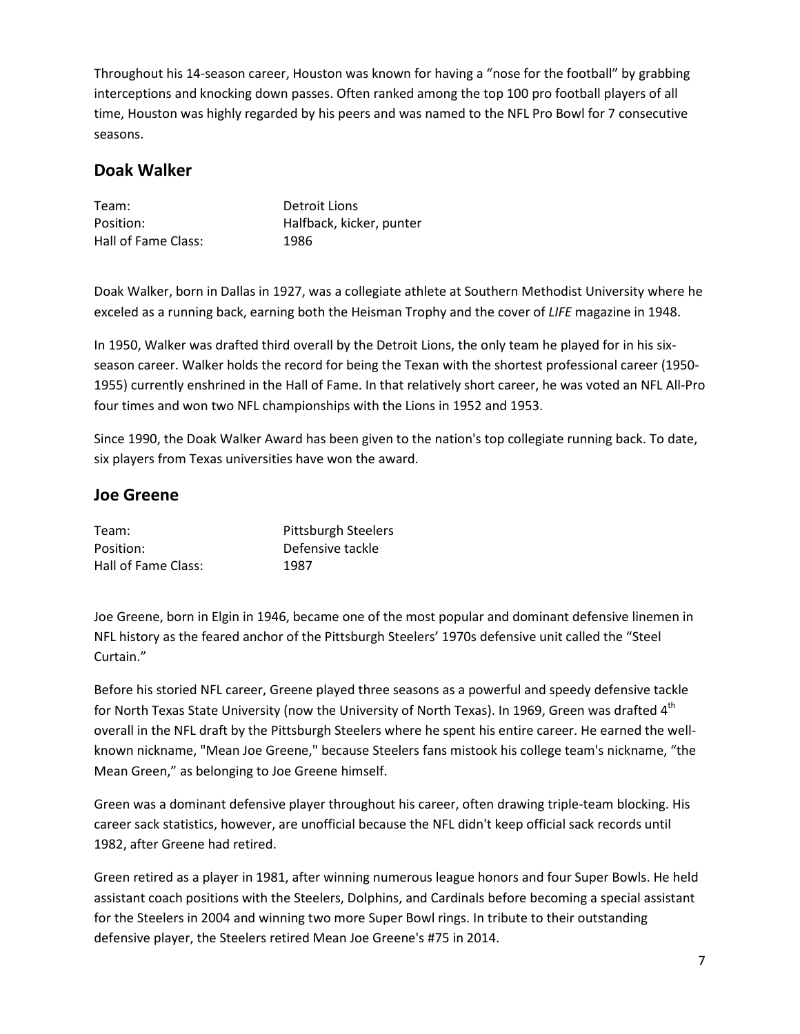Throughout his 14-season career, Houston was known for having a “nose for the football” by grabbing interceptions and knocking down passes. Often ranked among the top 100 pro football players of all time, Houston was highly regarded by his peers and was named to the NFL Pro Bowl for 7 consecutive seasons.

## Doak Walker

| | |
|---|---|
| Team: | Detroit Lions |
| Position: | Halfback, kicker, punter |
| Hall of Fame Class: | 1986 |

Doak Walker, born in Dallas in 1927, was a collegiate athlete at Southern Methodist University where he exceled as a running back, earning both the Heisman Trophy and the cover of *LIFE* magazine in 1948.

In 1950, Walker was drafted third overall by the Detroit Lions, the only team he played for in his six-season career. Walker holds the record for being the Texan with the shortest professional career (1950-1955) currently enshrined in the Hall of Fame. In that relatively short career, he was voted an NFL All-Pro four times and won two NFL championships with the Lions in 1952 and 1953.

Since 1990, the Doak Walker Award has been given to the nation's top collegiate running back. To date, six players from Texas universities have won the award.

## Joe Greene

| | |
|---|---|
| Team: | Pittsburgh Steelers |
| Position: | Defensive tackle |
| Hall of Fame Class: | 1987 |

Joe Greene, born in Elgin in 1946, became one of the most popular and dominant defensive linemen in NFL history as the feared anchor of the Pittsburgh Steelers’ 1970s defensive unit called the “Steel Curtain.”

Before his storied NFL career, Greene played three seasons as a powerful and speedy defensive tackle for North Texas State University (now the University of North Texas). In 1969, Green was drafted 4th overall in the NFL draft by the Pittsburgh Steelers where he spent his entire career. He earned the well-known nickname, "Mean Joe Greene," because Steelers fans mistook his college team's nickname, “the Mean Green,” as belonging to Joe Greene himself.

Green was a dominant defensive player throughout his career, often drawing triple-team blocking. His career sack statistics, however, are unofficial because the NFL didn't keep official sack records until 1982, after Greene had retired.

Green retired as a player in 1981, after winning numerous league honors and four Super Bowls. He held assistant coach positions with the Steelers, Dolphins, and Cardinals before becoming a special assistant for the Steelers in 2004 and winning two more Super Bowl rings. In tribute to their outstanding defensive player, the Steelers retired Mean Joe Greene's #75 in 2014.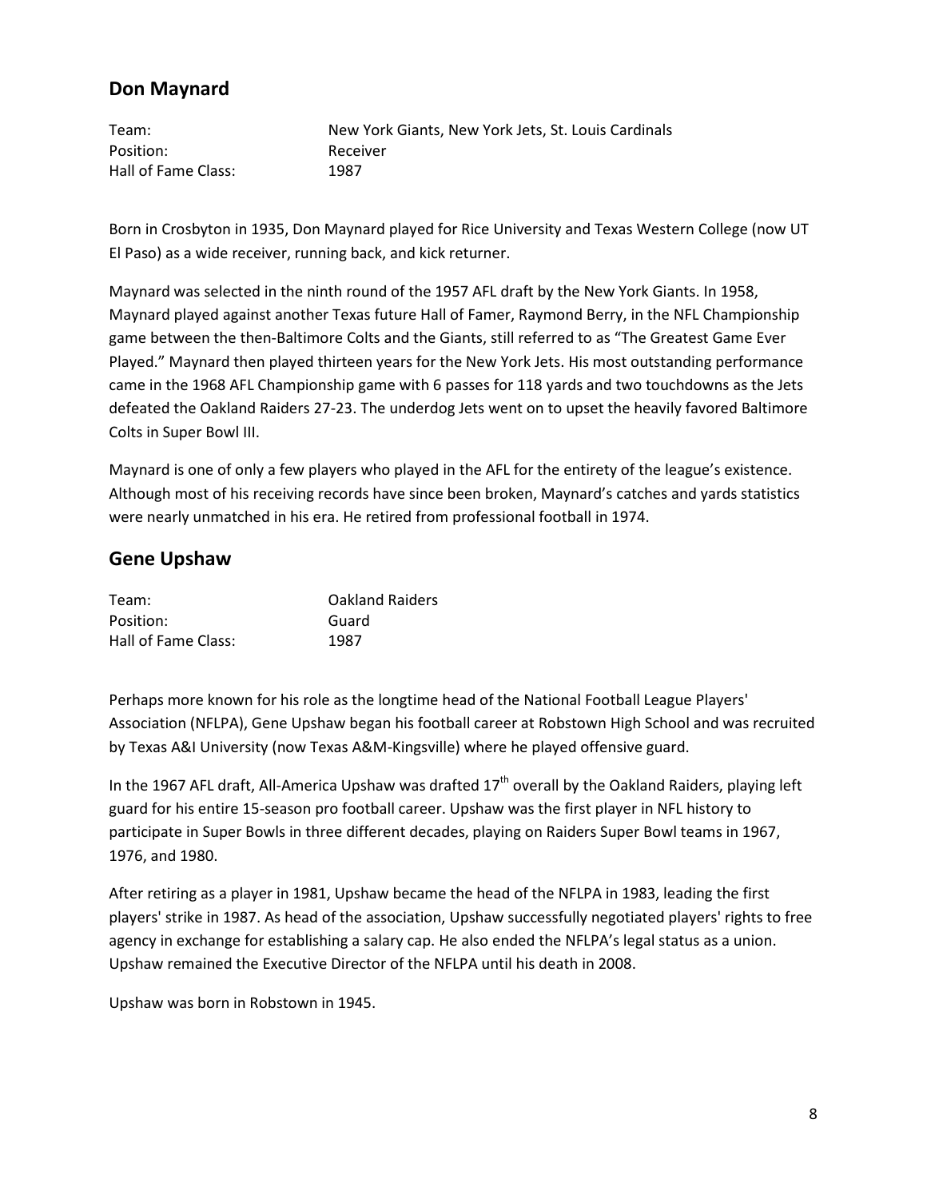## Don Maynard

| | |
|---|---|
| Team: | New York Giants, New York Jets, St. Louis Cardinals |
| Position: | Receiver |
| Hall of Fame Class: | 1987 |

Born in Crosbyton in 1935, Don Maynard played for Rice University and Texas Western College (now UT El Paso) as a wide receiver, running back, and kick returner.

Maynard was selected in the ninth round of the 1957 AFL draft by the New York Giants. In 1958, Maynard played against another Texas future Hall of Famer, Raymond Berry, in the NFL Championship game between the then-Baltimore Colts and the Giants, still referred to as "The Greatest Game Ever Played." Maynard then played thirteen years for the New York Jets. His most outstanding performance came in the 1968 AFL Championship game with 6 passes for 118 yards and two touchdowns as the Jets defeated the Oakland Raiders 27-23. The underdog Jets went on to upset the heavily favored Baltimore Colts in Super Bowl III.

Maynard is one of only a few players who played in the AFL for the entirety of the league's existence. Although most of his receiving records have since been broken, Maynard's catches and yards statistics were nearly unmatched in his era. He retired from professional football in 1974.

## Gene Upshaw

| | |
|---|---|
| Team: | Oakland Raiders |
| Position: | Guard |
| Hall of Fame Class: | 1987 |

Perhaps more known for his role as the longtime head of the National Football League Players' Association (NFLPA), Gene Upshaw began his football career at Robstown High School and was recruited by Texas A&I University (now Texas A&M-Kingsville) where he played offensive guard.

In the 1967 AFL draft, All-America Upshaw was drafted 17th overall by the Oakland Raiders, playing left guard for his entire 15-season pro football career. Upshaw was the first player in NFL history to participate in Super Bowls in three different decades, playing on Raiders Super Bowl teams in 1967, 1976, and 1980.

After retiring as a player in 1981, Upshaw became the head of the NFLPA in 1983, leading the first players' strike in 1987. As head of the association, Upshaw successfully negotiated players' rights to free agency in exchange for establishing a salary cap. He also ended the NFLPA's legal status as a union. Upshaw remained the Executive Director of the NFLPA until his death in 2008.

Upshaw was born in Robstown in 1945.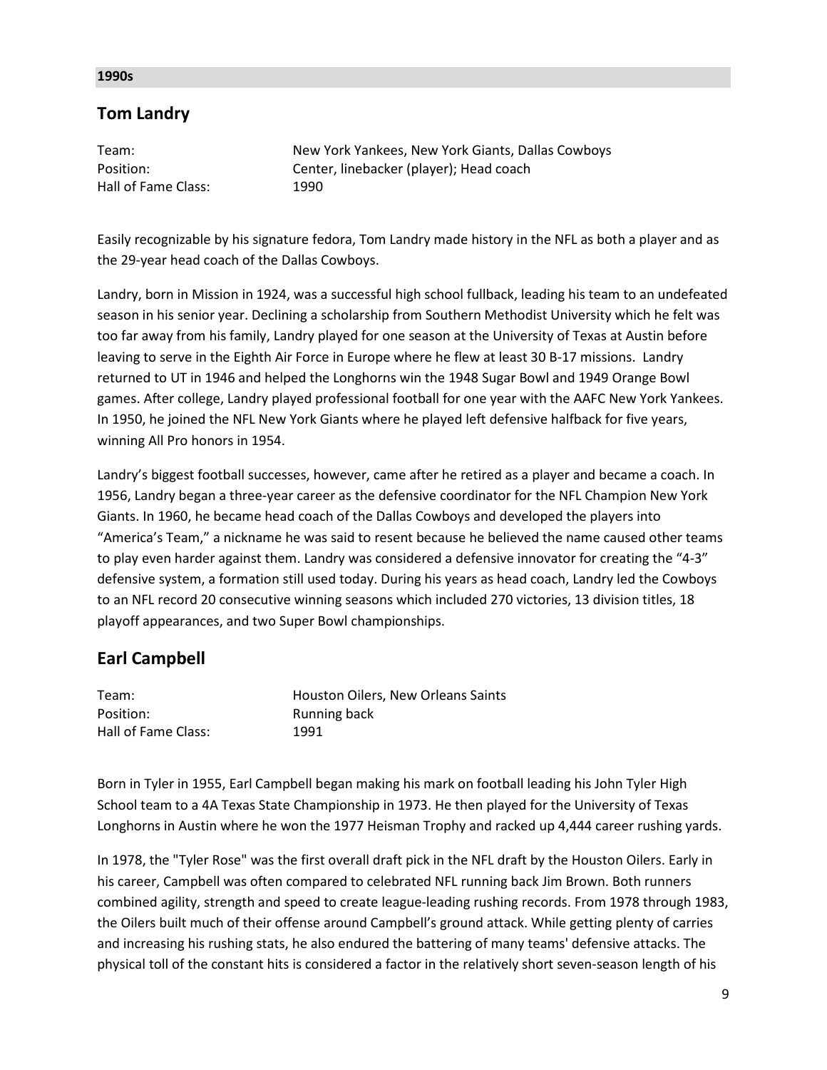**1990s**

## Tom Landry

| | |
|---|---|
| Team: | New York Yankees, New York Giants, Dallas Cowboys |
| Position: | Center, linebacker (player); Head coach |
| Hall of Fame Class: | 1990 |

Easily recognizable by his signature fedora, Tom Landry made history in the NFL as both a player and as the 29-year head coach of the Dallas Cowboys.

Landry, born in Mission in 1924, was a successful high school fullback, leading his team to an undefeated season in his senior year. Declining a scholarship from Southern Methodist University which he felt was too far away from his family, Landry played for one season at the University of Texas at Austin before leaving to serve in the Eighth Air Force in Europe where he flew at least 30 B-17 missions. Landry returned to UT in 1946 and helped the Longhorns win the 1948 Sugar Bowl and 1949 Orange Bowl games. After college, Landry played professional football for one year with the AAFC New York Yankees. In 1950, he joined the NFL New York Giants where he played left defensive halfback for five years, winning All Pro honors in 1954.

Landry's biggest football successes, however, came after he retired as a player and became a coach. In 1956, Landry began a three-year career as the defensive coordinator for the NFL Champion New York Giants. In 1960, he became head coach of the Dallas Cowboys and developed the players into "America's Team," a nickname he was said to resent because he believed the name caused other teams to play even harder against them. Landry was considered a defensive innovator for creating the "4-3" defensive system, a formation still used today. During his years as head coach, Landry led the Cowboys to an NFL record 20 consecutive winning seasons which included 270 victories, 13 division titles, 18 playoff appearances, and two Super Bowl championships.

## Earl Campbell

| | |
|---|---|
| Team: | Houston Oilers, New Orleans Saints |
| Position: | Running back |
| Hall of Fame Class: | 1991 |

Born in Tyler in 1955, Earl Campbell began making his mark on football leading his John Tyler High School team to a 4A Texas State Championship in 1973. He then played for the University of Texas Longhorns in Austin where he won the 1977 Heisman Trophy and racked up 4,444 career rushing yards.

In 1978, the "Tyler Rose" was the first overall draft pick in the NFL draft by the Houston Oilers. Early in his career, Campbell was often compared to celebrated NFL running back Jim Brown. Both runners combined agility, strength and speed to create league-leading rushing records. From 1978 through 1983, the Oilers built much of their offense around Campbell's ground attack. While getting plenty of carries and increasing his rushing stats, he also endured the battering of many teams' defensive attacks. The physical toll of the constant hits is considered a factor in the relatively short seven-season length of his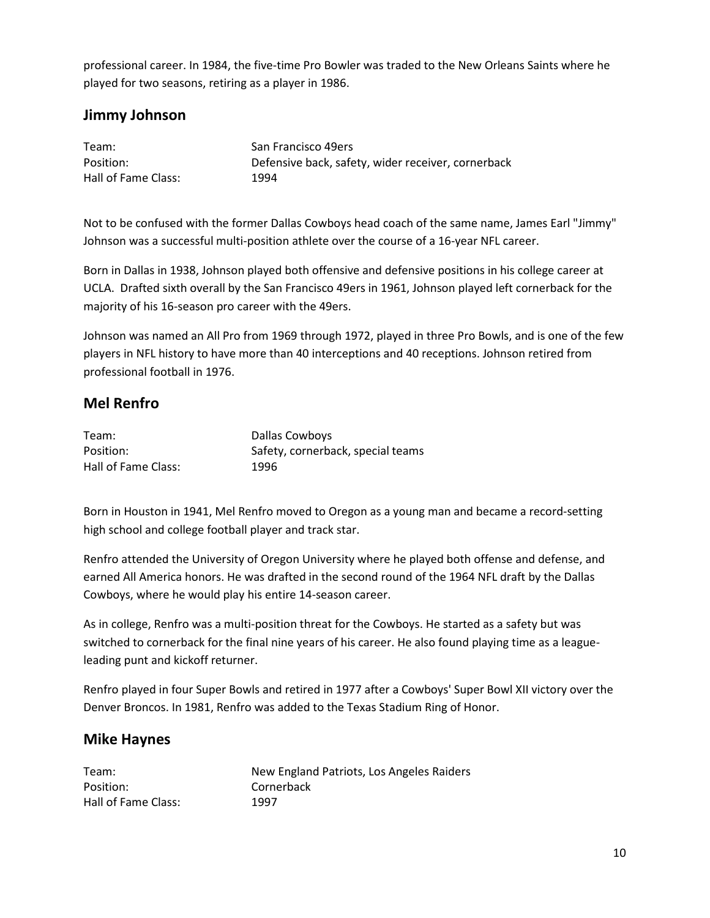professional career. In 1984, the five-time Pro Bowler was traded to the New Orleans Saints where he played for two seasons, retiring as a player in 1986.

## Jimmy Johnson

| | |
|---|---|
| Team: | San Francisco 49ers |
| Position: | Defensive back, safety, wider receiver, cornerback |
| Hall of Fame Class: | 1994 |

Not to be confused with the former Dallas Cowboys head coach of the same name, James Earl "Jimmy" Johnson was a successful multi-position athlete over the course of a 16-year NFL career.

Born in Dallas in 1938, Johnson played both offensive and defensive positions in his college career at UCLA. Drafted sixth overall by the San Francisco 49ers in 1961, Johnson played left cornerback for the majority of his 16-season pro career with the 49ers.

Johnson was named an All Pro from 1969 through 1972, played in three Pro Bowls, and is one of the few players in NFL history to have more than 40 interceptions and 40 receptions. Johnson retired from professional football in 1976.

## Mel Renfro

| | |
|---|---|
| Team: | Dallas Cowboys |
| Position: | Safety, cornerback, special teams |
| Hall of Fame Class: | 1996 |

Born in Houston in 1941, Mel Renfro moved to Oregon as a young man and became a record-setting high school and college football player and track star.

Renfro attended the University of Oregon University where he played both offense and defense, and earned All America honors. He was drafted in the second round of the 1964 NFL draft by the Dallas Cowboys, where he would play his entire 14-season career.

As in college, Renfro was a multi-position threat for the Cowboys. He started as a safety but was switched to cornerback for the final nine years of his career. He also found playing time as a league-leading punt and kickoff returner.

Renfro played in four Super Bowls and retired in 1977 after a Cowboys' Super Bowl XII victory over the Denver Broncos. In 1981, Renfro was added to the Texas Stadium Ring of Honor.

## Mike Haynes

| | |
|---|---|
| Team: | New England Patriots, Los Angeles Raiders |
| Position: | Cornerback |
| Hall of Fame Class: | 1997 |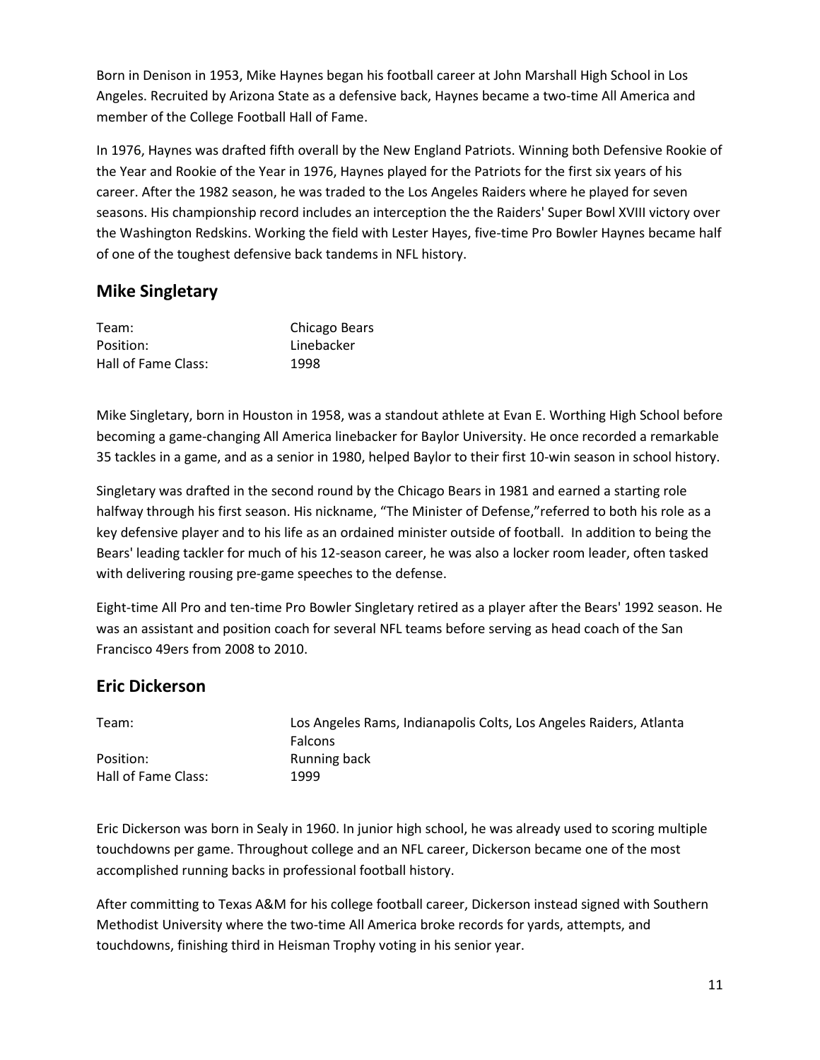Born in Denison in 1953, Mike Haynes began his football career at John Marshall High School in Los Angeles. Recruited by Arizona State as a defensive back, Haynes became a two-time All America and member of the College Football Hall of Fame.

In 1976, Haynes was drafted fifth overall by the New England Patriots. Winning both Defensive Rookie of the Year and Rookie of the Year in 1976, Haynes played for the Patriots for the first six years of his career. After the 1982 season, he was traded to the Los Angeles Raiders where he played for seven seasons. His championship record includes an interception the the Raiders' Super Bowl XVIII victory over the Washington Redskins. Working the field with Lester Hayes, five-time Pro Bowler Haynes became half of one of the toughest defensive back tandems in NFL history.

## Mike Singletary

| | |
|---|---|
| Team: | Chicago Bears |
| Position: | Linebacker |
| Hall of Fame Class: | 1998 |

Mike Singletary, born in Houston in 1958, was a standout athlete at Evan E. Worthing High School before becoming a game-changing All America linebacker for Baylor University. He once recorded a remarkable 35 tackles in a game, and as a senior in 1980, helped Baylor to their first 10-win season in school history.

Singletary was drafted in the second round by the Chicago Bears in 1981 and earned a starting role halfway through his first season. His nickname, "The Minister of Defense,"referred to both his role as a key defensive player and to his life as an ordained minister outside of football. In addition to being the Bears' leading tackler for much of his 12-season career, he was also a locker room leader, often tasked with delivering rousing pre-game speeches to the defense.

Eight-time All Pro and ten-time Pro Bowler Singletary retired as a player after the Bears' 1992 season. He was an assistant and position coach for several NFL teams before serving as head coach of the San Francisco 49ers from 2008 to 2010.

## Eric Dickerson

| | |
|---|---|
| Team: | Los Angeles Rams, Indianapolis Colts, Los Angeles Raiders, Atlanta Falcons |
| Position: | Running back |
| Hall of Fame Class: | 1999 |

Eric Dickerson was born in Sealy in 1960. In junior high school, he was already used to scoring multiple touchdowns per game. Throughout college and an NFL career, Dickerson became one of the most accomplished running backs in professional football history.

After committing to Texas A&M for his college football career, Dickerson instead signed with Southern Methodist University where the two-time All America broke records for yards, attempts, and touchdowns, finishing third in Heisman Trophy voting in his senior year.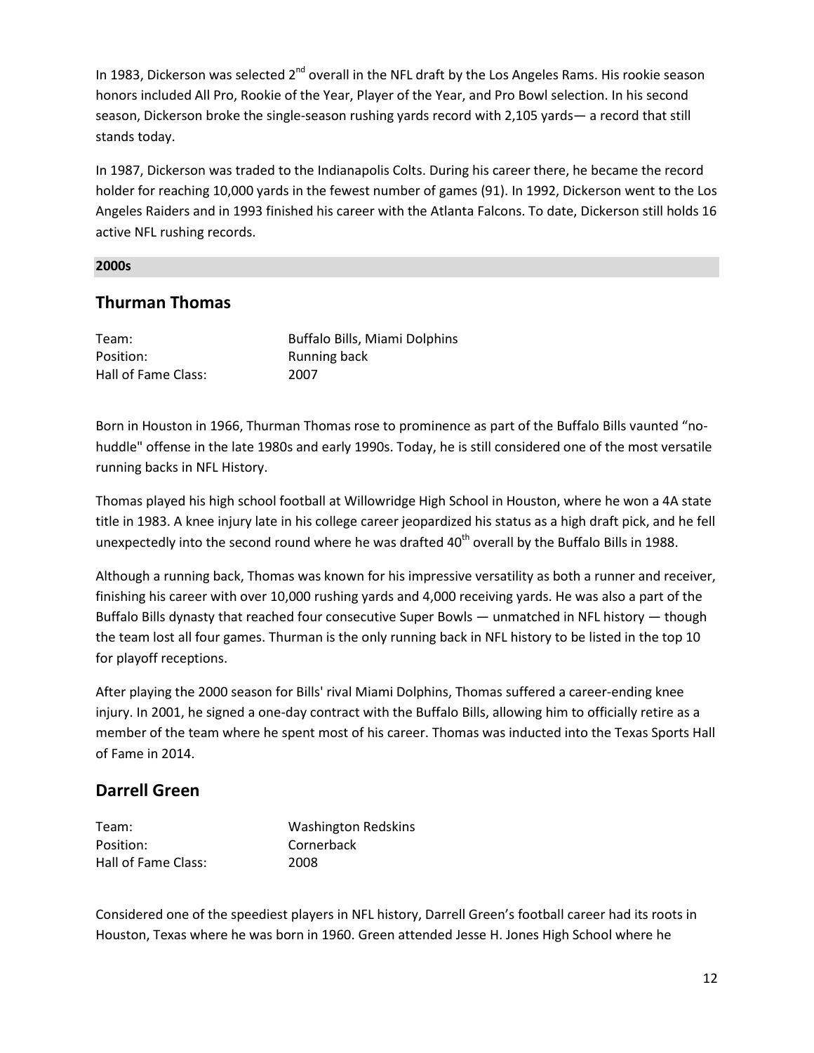In 1983, Dickerson was selected 2nd overall in the NFL draft by the Los Angeles Rams. His rookie season honors included All Pro, Rookie of the Year, Player of the Year, and Pro Bowl selection. In his second season, Dickerson broke the single-season rushing yards record with 2,105 yards— a record that still stands today.

In 1987, Dickerson was traded to the Indianapolis Colts. During his career there, he became the record holder for reaching 10,000 yards in the fewest number of games (91). In 1992, Dickerson went to the Los Angeles Raiders and in 1993 finished his career with the Atlanta Falcons. To date, Dickerson still holds 16 active NFL rushing records.

**2000s**

## Thurman Thomas

| | |
|---|---|
| Team: | Buffalo Bills, Miami Dolphins |
| Position: | Running back |
| Hall of Fame Class: | 2007 |

Born in Houston in 1966, Thurman Thomas rose to prominence as part of the Buffalo Bills vaunted "no-huddle" offense in the late 1980s and early 1990s. Today, he is still considered one of the most versatile running backs in NFL History.

Thomas played his high school football at Willowridge High School in Houston, where he won a 4A state title in 1983. A knee injury late in his college career jeopardized his status as a high draft pick, and he fell unexpectedly into the second round where he was drafted 40th overall by the Buffalo Bills in 1988.

Although a running back, Thomas was known for his impressive versatility as both a runner and receiver, finishing his career with over 10,000 rushing yards and 4,000 receiving yards. He was also a part of the Buffalo Bills dynasty that reached four consecutive Super Bowls — unmatched in NFL history — though the team lost all four games. Thurman is the only running back in NFL history to be listed in the top 10 for playoff receptions.

After playing the 2000 season for Bills' rival Miami Dolphins, Thomas suffered a career-ending knee injury. In 2001, he signed a one-day contract with the Buffalo Bills, allowing him to officially retire as a member of the team where he spent most of his career. Thomas was inducted into the Texas Sports Hall of Fame in 2014.

## Darrell Green

| | |
|---|---|
| Team: | Washington Redskins |
| Position: | Cornerback |
| Hall of Fame Class: | 2008 |

Considered one of the speediest players in NFL history, Darrell Green's football career had its roots in Houston, Texas where he was born in 1960. Green attended Jesse H. Jones High School where he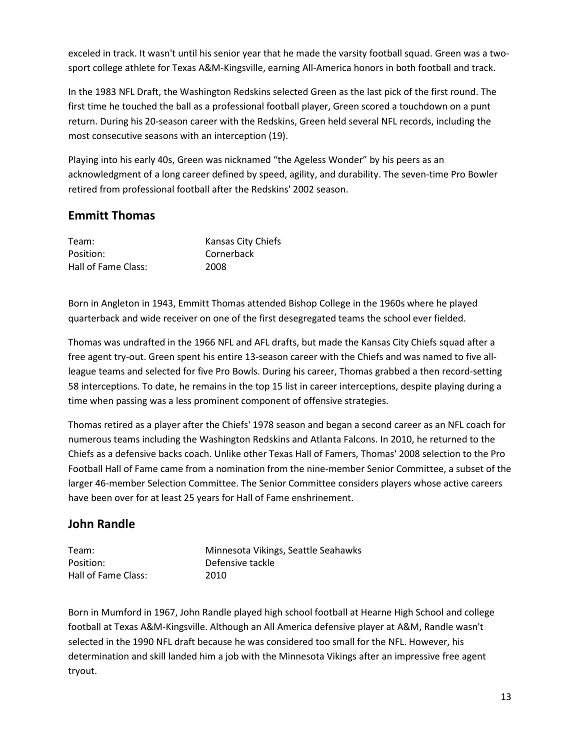exceled in track. It wasn't until his senior year that he made the varsity football squad. Green was a two-sport college athlete for Texas A&M-Kingsville, earning All-America honors in both football and track.

In the 1983 NFL Draft, the Washington Redskins selected Green as the last pick of the first round. The first time he touched the ball as a professional football player, Green scored a touchdown on a punt return. During his 20-season career with the Redskins, Green held several NFL records, including the most consecutive seasons with an interception (19).

Playing into his early 40s, Green was nicknamed "the Ageless Wonder" by his peers as an acknowledgment of a long career defined by speed, agility, and durability. The seven-time Pro Bowler retired from professional football after the Redskins' 2002 season.

## Emmitt Thomas

| | |
|---|---|
| Team: | Kansas City Chiefs |
| Position: | Cornerback |
| Hall of Fame Class: | 2008 |

Born in Angleton in 1943, Emmitt Thomas attended Bishop College in the 1960s where he played quarterback and wide receiver on one of the first desegregated teams the school ever fielded.

Thomas was undrafted in the 1966 NFL and AFL drafts, but made the Kansas City Chiefs squad after a free agent try-out. Green spent his entire 13-season career with the Chiefs and was named to five all-league teams and selected for five Pro Bowls. During his career, Thomas grabbed a then record-setting 58 interceptions. To date, he remains in the top 15 list in career interceptions, despite playing during a time when passing was a less prominent component of offensive strategies.

Thomas retired as a player after the Chiefs' 1978 season and began a second career as an NFL coach for numerous teams including the Washington Redskins and Atlanta Falcons. In 2010, he returned to the Chiefs as a defensive backs coach. Unlike other Texas Hall of Famers, Thomas' 2008 selection to the Pro Football Hall of Fame came from a nomination from the nine-member Senior Committee, a subset of the larger 46-member Selection Committee. The Senior Committee considers players whose active careers have been over for at least 25 years for Hall of Fame enshrinement.

## John Randle

| | |
|---|---|
| Team: | Minnesota Vikings, Seattle Seahawks |
| Position: | Defensive tackle |
| Hall of Fame Class: | 2010 |

Born in Mumford in 1967, John Randle played high school football at Hearne High School and college football at Texas A&M-Kingsville. Although an All America defensive player at A&M, Randle wasn't selected in the 1990 NFL draft because he was considered too small for the NFL. However, his determination and skill landed him a job with the Minnesota Vikings after an impressive free agent tryout.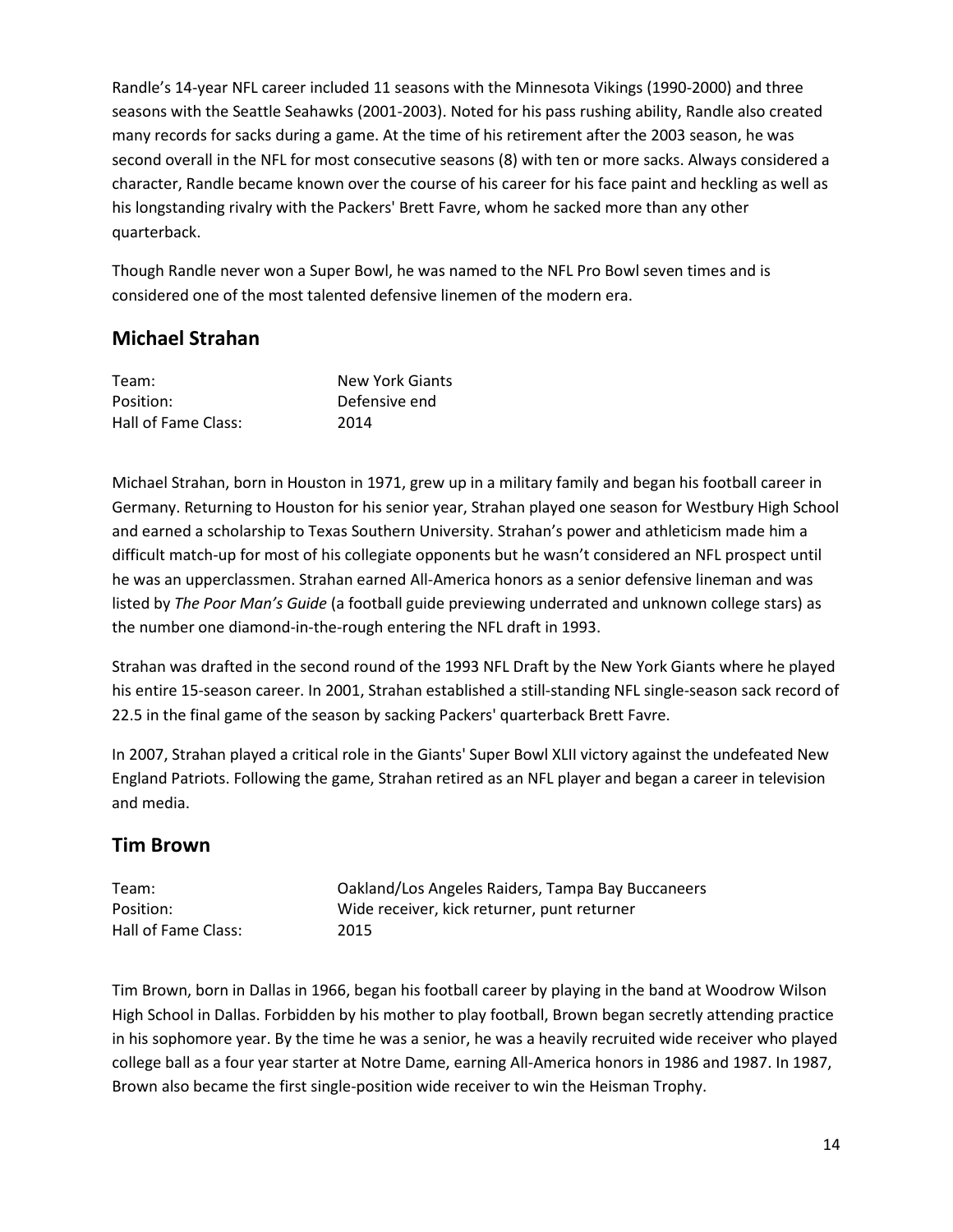Randle's 14-year NFL career included 11 seasons with the Minnesota Vikings (1990-2000) and three seasons with the Seattle Seahawks (2001-2003). Noted for his pass rushing ability, Randle also created many records for sacks during a game. At the time of his retirement after the 2003 season, he was second overall in the NFL for most consecutive seasons (8) with ten or more sacks. Always considered a character, Randle became known over the course of his career for his face paint and heckling as well as his longstanding rivalry with the Packers' Brett Favre, whom he sacked more than any other quarterback.

Though Randle never won a Super Bowl, he was named to the NFL Pro Bowl seven times and is considered one of the most talented defensive linemen of the modern era.

## Michael Strahan

| | |
|---|---|
| Team: | New York Giants |
| Position: | Defensive end |
| Hall of Fame Class: | 2014 |

Michael Strahan, born in Houston in 1971, grew up in a military family and began his football career in Germany. Returning to Houston for his senior year, Strahan played one season for Westbury High School and earned a scholarship to Texas Southern University. Strahan's power and athleticism made him a difficult match-up for most of his collegiate opponents but he wasn't considered an NFL prospect until he was an upperclassmen. Strahan earned All-America honors as a senior defensive lineman and was listed by *The Poor Man's Guide* (a football guide previewing underrated and unknown college stars) as the number one diamond-in-the-rough entering the NFL draft in 1993.

Strahan was drafted in the second round of the 1993 NFL Draft by the New York Giants where he played his entire 15-season career. In 2001, Strahan established a still-standing NFL single-season sack record of 22.5 in the final game of the season by sacking Packers' quarterback Brett Favre.

In 2007, Strahan played a critical role in the Giants' Super Bowl XLII victory against the undefeated New England Patriots. Following the game, Strahan retired as an NFL player and began a career in television and media.

## Tim Brown

| | |
|---|---|
| Team: | Oakland/Los Angeles Raiders, Tampa Bay Buccaneers |
| Position: | Wide receiver, kick returner, punt returner |
| Hall of Fame Class: | 2015 |

Tim Brown, born in Dallas in 1966, began his football career by playing in the band at Woodrow Wilson High School in Dallas. Forbidden by his mother to play football, Brown began secretly attending practice in his sophomore year. By the time he was a senior, he was a heavily recruited wide receiver who played college ball as a four year starter at Notre Dame, earning All-America honors in 1986 and 1987. In 1987, Brown also became the first single-position wide receiver to win the Heisman Trophy.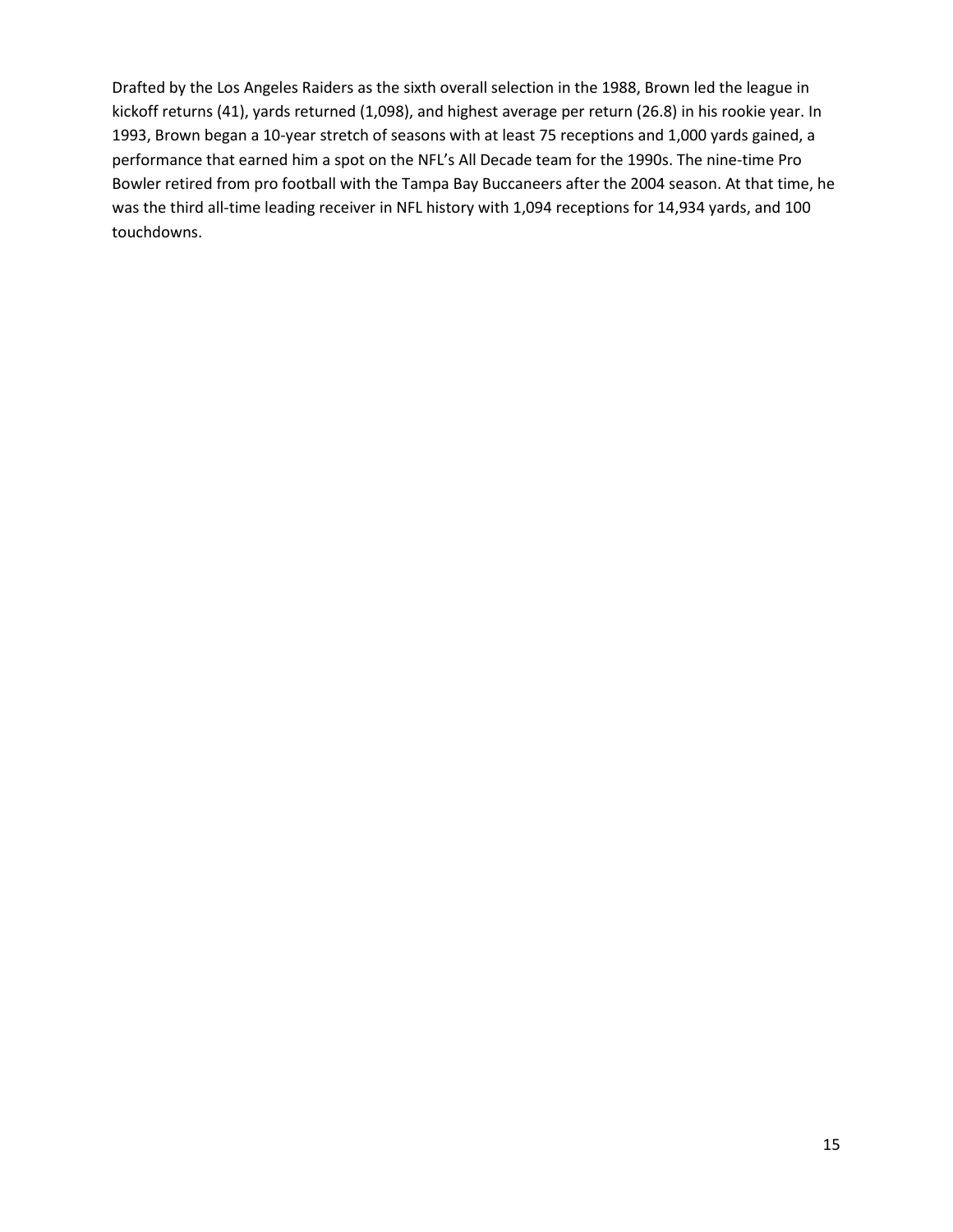Drafted by the Los Angeles Raiders as the sixth overall selection in the 1988, Brown led the league in kickoff returns (41), yards returned (1,098), and highest average per return (26.8) in his rookie year. In 1993, Brown began a 10-year stretch of seasons with at least 75 receptions and 1,000 yards gained, a performance that earned him a spot on the NFL's All Decade team for the 1990s. The nine-time Pro Bowler retired from pro football with the Tampa Bay Buccaneers after the 2004 season. At that time, he was the third all-time leading receiver in NFL history with 1,094 receptions for 14,934 yards, and 100 touchdowns.